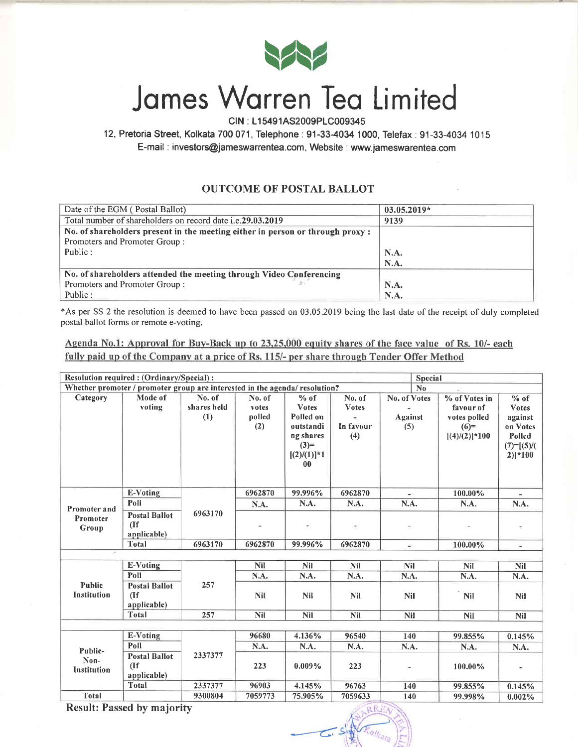# James Warren Tea Limited

CIN : L15491AS2009PLC009345

12, Pretoria Street, Kolkata 700 071, Telephone : 91-33-4034 1000, Telefax : 91-33-4034 1015

E-mail : investors@jameswarrentea.com, Website : www.jameswarentea.com

## OUTCOME OF POSTAL BALLOT

| | |
|---|---|
| Date of the EGM ( Postal Ballot) | 03.05.2019* |
| Total number of shareholders on record date i.e.29.03.2019 | 9139 |
| **No. of shareholders present in the meeting either in person or through proxy :**<br>Promoters and Promoter Group :<br>Public : | <br><br>N.A.<br>N.A. |
| **No. of shareholders attended the meeting through Video Conferencing**<br>Promoters and Promoter Group :<br>Public : | <br>N.A.<br>N.A. |

*As per SS 2 the resolution is deemed to have been passed on 03.05.2019 being the last date of the receipt of duly completed postal ballot forms or remote e-voting.

**Agenda No.1: Approval for Buy-Back up to 23,25,000 equity shares of the face value of Rs. 10/- each fully paid up of the Company at a price of Rs. 115/- per share through Tender Offer Method**

| Resolution required : (Ordinary/Special) : | | | | | | | Special | |
|---|---|---|---|---|---|---|---|---|
| Whether promoter / promoter group are interested in the agenda/ resolution? | | | | | | | No | |
| Category | Mode of voting | No. of shares held (1) | No. of votes polled (2) | % of Votes Polled on outstanding shares (3)=[(2)/(1)]*100 | No. of Votes - In favour (4) | No. of Votes - Against (5) | % of Votes in favour of votes polled (6)=[(4)/(2)]*100 | % of Votes against on Votes Polled (7)=[(5)/(2)]*100 |
| Promoter and Promoter Group | E-Voting | 6963170 | 6962870 | 99.996% | 6962870 | - | 100.00% | - |
| | Poll | | N.A. | N.A. | N.A. | N.A. | N.A. | N.A. |
| | Postal Ballot (If applicable) | | - | - | - | - | - | - |
| | Total | 6963170 | 6962870 | 99.996% | 6962870 | - | 100.00% | - |
| Public Institution | E-Voting | 257 | Nil | Nil | Nil | Nil | Nil | Nil |
| | Poll | | N.A. | N.A. | N.A. | N.A. | N.A. | N.A. |
| | Postal Ballot (If applicable) | | Nil | Nil | Nil | Nil | Nil | Nil |
| | Total | 257 | Nil | Nil | Nil | Nil | Nil | Nil |
| Public-Non-Institution | E-Voting | 2337377 | 96680 | 4.136% | 96540 | 140 | 99.855% | 0.145% |
| | Poll | | N.A. | N.A. | N.A. | N.A. | N.A. | N.A. |
| | Postal Ballot (If applicable) | | 223 | 0.009% | 223 | - | 100.00% | - |
| | Total | 2337377 | 96903 | 4.145% | 96763 | 140 | 99.855% | 0.145% |
| Total | | 9300804 | 7059773 | 75.905% | 7059633 | 140 | 99.998% | 0.002% |

**Result: Passed by majority**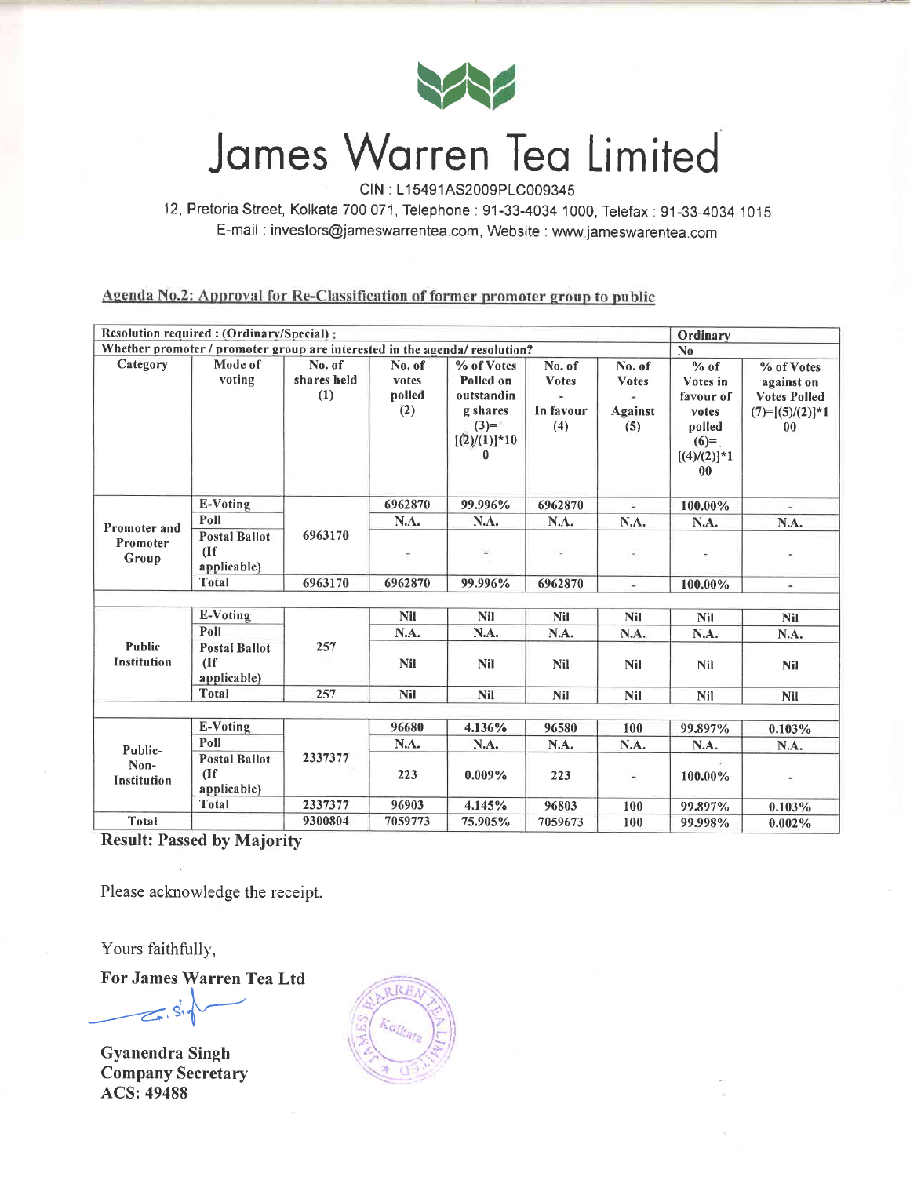# James Warren Tea Limited

CIN : L15491AS2009PLC009345

12, Pretoria Street, Kolkata 700 071, Telephone : 91-33-4034 1000, Telefax : 91-33-4034 1015

E-mail : investors@jameswarrentea.com, Website : www.jameswarentea.com

**Agenda No.2: Approval for Re-Classification of former promoter group to public**

| Resolution required : (Ordinary/Special) : | | | | | | | Ordinary | |
|---|---|---|---|---|---|---|---|---|
| Whether promoter / promoter group are interested in the agenda/ resolution? | | | | | | | No | |
| Category | Mode of voting | No. of shares held (1) | No. of votes polled (2) | % of Votes Polled on outstanding shares (3)=[(2)/(1)]*100 | No. of Votes - In favour (4) | No. of Votes - Against (5) | % of Votes in favour of votes polled (6)=[(4)/(2)]*100 | % of Votes against on Votes Polled (7)=[(5)/(2)]*100 |
| Promoter and Promoter Group | E-Voting | 6963170 | 6962870 | 99.996% | 6962870 | - | 100.00% | - |
| | Poll | | N.A. | N.A. | N.A. | N.A. | N.A. | N.A. |
| | Postal Ballot (If applicable) | | - | - | - | - | - | - |
| | Total | 6963170 | 6962870 | 99.996% | 6962870 | - | 100.00% | - |
| Public Institution | E-Voting | 257 | Nil | Nil | Nil | Nil | Nil | Nil |
| | Poll | | N.A. | N.A. | N.A. | N.A. | N.A. | N.A. |
| | Postal Ballot (If applicable) | | Nil | Nil | Nil | Nil | Nil | Nil |
| | Total | 257 | Nil | Nil | Nil | Nil | Nil | Nil |
| Public-Non-Institution | E-Voting | 2337377 | 96680 | 4.136% | 96580 | 100 | 99.897% | 0.103% |
| | Poll | | N.A. | N.A. | N.A. | N.A. | N.A. | N.A. |
| | Postal Ballot (If applicable) | | 223 | 0.009% | 223 | - | 100.00% | - |
| | Total | 2337377 | 96903 | 4.145% | 96803 | 100 | 99.897% | 0.103% |
| Total | | 9300804 | 7059773 | 75.905% | 7059673 | 100 | 99.998% | 0.002% |

**Result: Passed by Majority**

Please acknowledge the receipt.

Yours faithfully,

**For James Warren Tea Ltd**

**Gyanendra Singh**
**Company Secretary**
**ACS: 49488**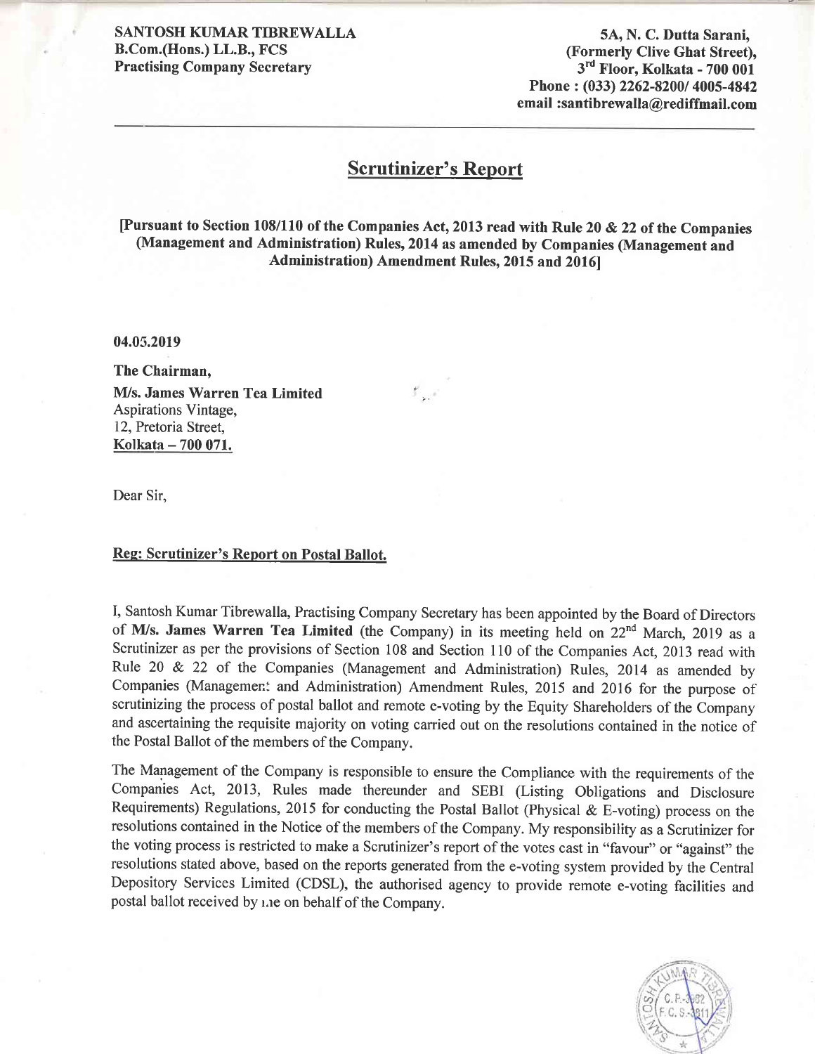**SANTOSH KUMAR TIBREWALLA**
**B.Com.(Hons.) LL.B., FCS**
**Practising Company Secretary**

**5A, N. C. Dutta Sarani,**
**(Formerly Clive Ghat Street),**
**3rd Floor, Kolkata - 700 001**
**Phone : (033) 2262-8200/ 4005-4842**
**email :santibrewalla@rediffmail.com**

---

## Scrutinizer's Report

**[Pursuant to Section 108/110 of the Companies Act, 2013 read with Rule 20 & 22 of the Companies (Management and Administration) Rules, 2014 as amended by Companies (Management and Administration) Amendment Rules, 2015 and 2016]**

**04.05.2019**

**The Chairman,**
**M/s. James Warren Tea Limited**
Aspirations Vintage,
12, Pretoria Street,
Kolkata – 700 071.

Dear Sir,

**Reg: Scrutinizer's Report on Postal Ballot.**

I, Santosh Kumar Tibrewalla, Practising Company Secretary has been appointed by the Board of Directors of **M/s. James Warren Tea Limited** (the Company) in its meeting held on 22nd March, 2019 as a Scrutinizer as per the provisions of Section 108 and Section 110 of the Companies Act, 2013 read with Rule 20 & 22 of the Companies (Management and Administration) Rules, 2014 as amended by Companies (Management and Administration) Amendment Rules, 2015 and 2016 for the purpose of scrutinizing the process of postal ballot and remote e-voting by the Equity Shareholders of the Company and ascertaining the requisite majority on voting carried out on the resolutions contained in the notice of the Postal Ballot of the members of the Company.

The Management of the Company is responsible to ensure the Compliance with the requirements of the Companies Act, 2013, Rules made thereunder and SEBI (Listing Obligations and Disclosure Requirements) Regulations, 2015 for conducting the Postal Ballot (Physical & E-voting) process on the resolutions contained in the Notice of the members of the Company. My responsibility as a Scrutinizer for the voting process is restricted to make a Scrutinizer's report of the votes cast in "favour" or "against" the resolutions stated above, based on the reports generated from the e-voting system provided by the Central Depository Services Limited (CDSL), the authorised agency to provide remote e-voting facilities and postal ballot received by me on behalf of the Company.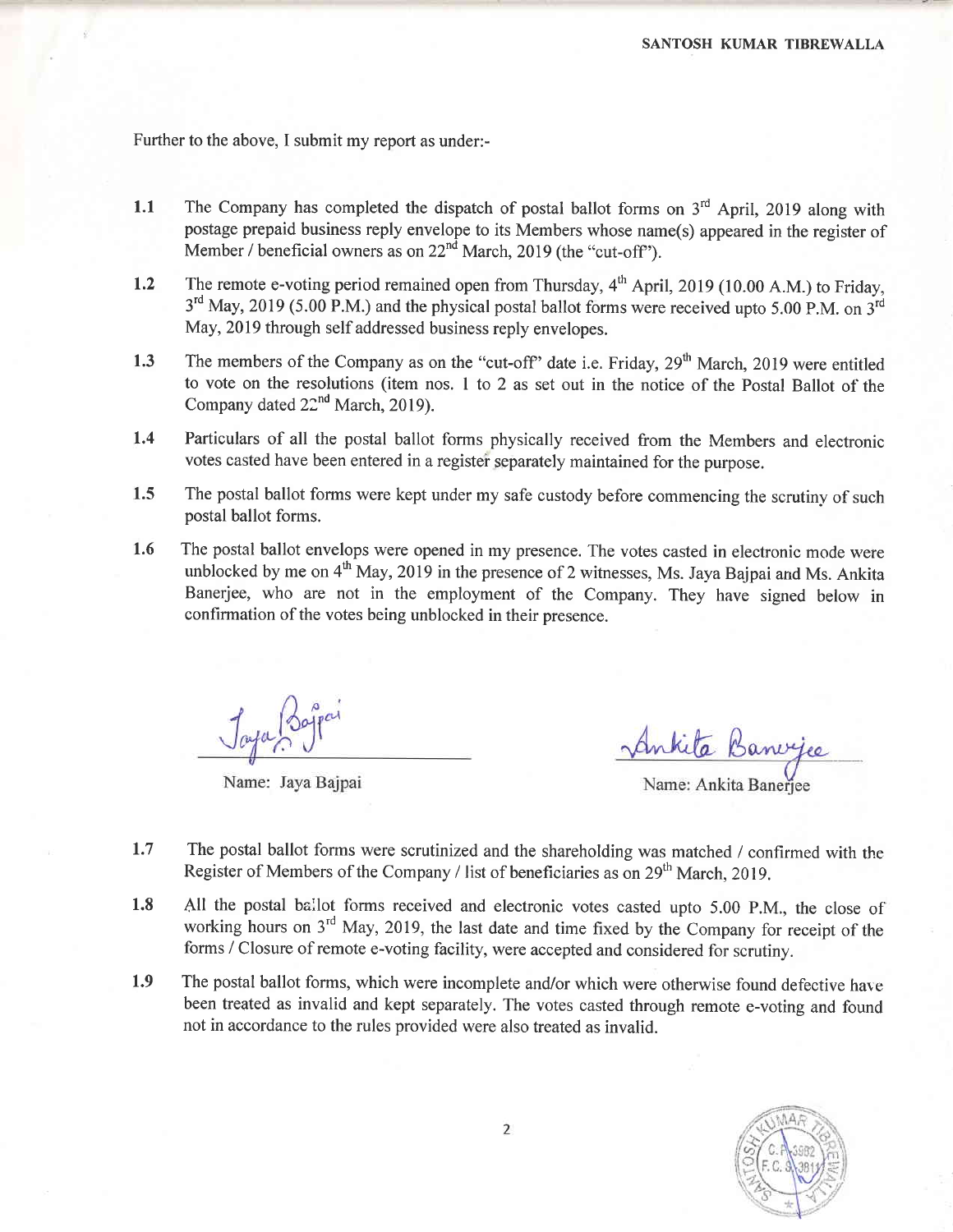Further to the above, I submit my report as under:-

**1.1** The Company has completed the dispatch of postal ballot forms on 3rd April, 2019 along with postage prepaid business reply envelope to its Members whose name(s) appeared in the register of Member / beneficial owners as on 22nd March, 2019 (the "cut-off").

**1.2** The remote e-voting period remained open from Thursday, 4th April, 2019 (10.00 A.M.) to Friday, 3rd May, 2019 (5.00 P.M.) and the physical postal ballot forms were received upto 5.00 P.M. on 3rd May, 2019 through self addressed business reply envelopes.

**1.3** The members of the Company as on the "cut-off" date i.e. Friday, 29th March, 2019 were entitled to vote on the resolutions (item nos. 1 to 2 as set out in the notice of the Postal Ballot of the Company dated 22nd March, 2019).

**1.4** Particulars of all the postal ballot forms physically received from the Members and electronic votes casted have been entered in a register separately maintained for the purpose.

**1.5** The postal ballot forms were kept under my safe custody before commencing the scrutiny of such postal ballot forms.

**1.6** The postal ballot envelops were opened in my presence. The votes casted in electronic mode were unblocked by me on 4th May, 2019 in the presence of 2 witnesses, Ms. Jaya Bajpai and Ms. Ankita Banerjee, who are not in the employment of the Company. They have signed below in confirmation of the votes being unblocked in their presence.

Name: Jaya Bajpai

Name: Ankita Banerjee

**1.7** The postal ballot forms were scrutinized and the shareholding was matched / confirmed with the Register of Members of the Company / list of beneficiaries as on 29th March, 2019.

**1.8** All the postal ballot forms received and electronic votes casted upto 5.00 P.M., the close of working hours on 3rd May, 2019, the last date and time fixed by the Company for receipt of the forms / Closure of remote e-voting facility, were accepted and considered for scrutiny.

**1.9** The postal ballot forms, which were incomplete and/or which were otherwise found defective have been treated as invalid and kept separately. The votes casted through remote e-voting and found not in accordance to the rules provided were also treated as invalid.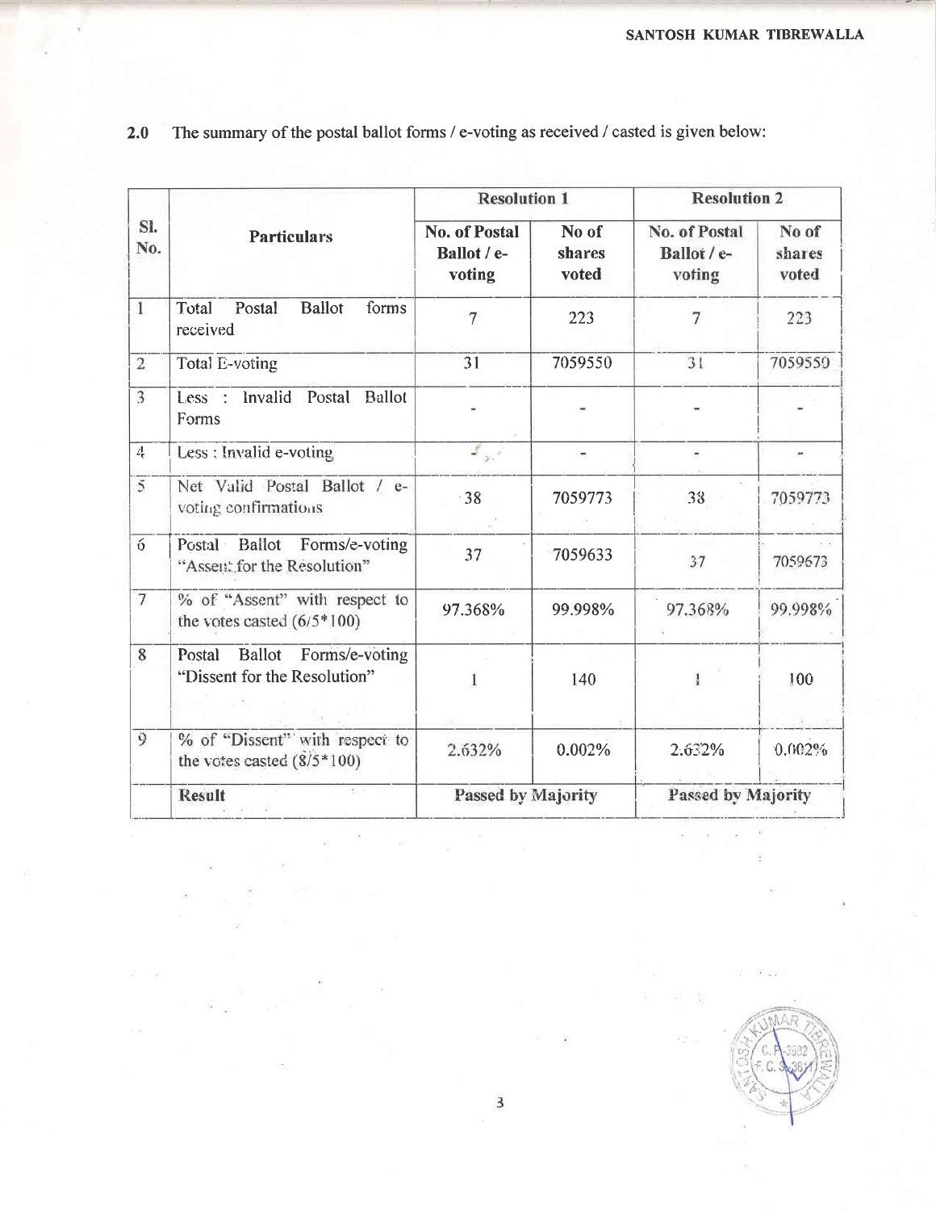**2.0** The summary of the postal ballot forms / e-voting as received / casted is given below:

| Sl. No. | Particulars | Resolution 1 | | Resolution 2 | |
|---|---|---|---|---|---|
| | | No. of Postal Ballot / e-voting | No of shares voted | No. of Postal Ballot / e-voting | No of shares voted |
| 1 | Total Postal Ballot forms received | 7 | 223 | 7 | 223 |
| 2 | Total E-voting | 31 | 7059550 | 31 | 7059550 |
| 3 | Less : Invalid Postal Ballot Forms | - | - | - | - |
| 4 | Less : Invalid e-voting | - | - | - | - |
| 5 | Net Valid Postal Ballot / e-voting confirmations | 38 | 7059773 | 38 | 7059773 |
| 6 | Postal Ballot Forms/e-voting "Assent for the Resolution" | 37 | 7059633 | 37 | 7059673 |
| 7 | % of "Assent" with respect to the votes casted (6/5*100) | 97.368% | 99.998% | 97.368% | 99.998% |
| 8 | Postal Ballot Forms/e-voting "Dissent for the Resolution" | 1 | 140 | 1 | 100 |
| 9 | % of "Dissent" with respect to the votes casted (8/5*100) | 2.632% | 0.002% | 2.632% | 0.002% |
| | **Result** | **Passed by Majority** | | **Passed by Majority** | |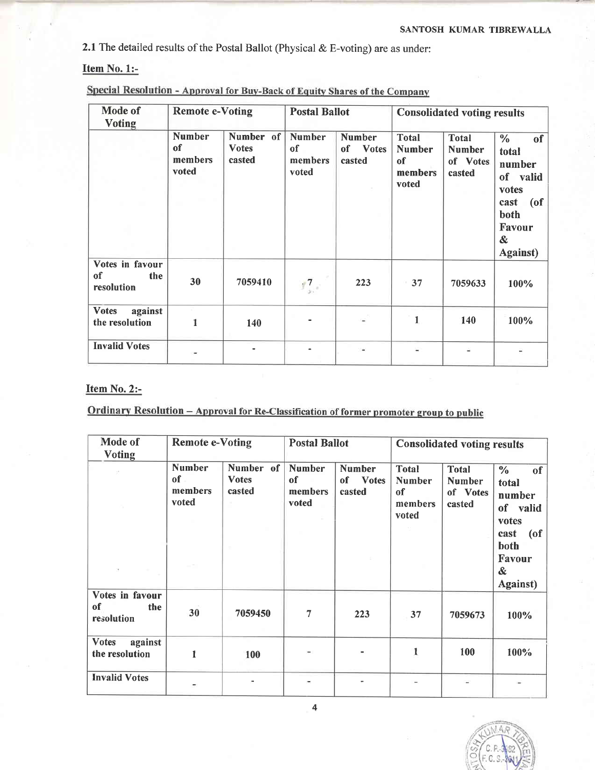2.1 The detailed results of the Postal Ballot (Physical & E-voting) are as under:

**Item No. 1:-**

**Special Resolution - Approval for Buy-Back of Equity Shares of the Company**

| Mode of Voting | Remote e-Voting | | Postal Ballot | | Consolidated voting results | | |
|---|---|---|---|---|---|---|---|
| | Number of members voted | Number of Votes casted | Number of members voted | Number of Votes casted | Total Number of members voted | Total Number of Votes casted | % of total number of valid votes cast (of both Favour & Against) |
| Votes in favour of the resolution | 30 | 7059410 | 7 | 223 | 37 | 7059633 | 100% |
| Votes against the resolution | 1 | 140 | - | - | 1 | 140 | 100% |
| Invalid Votes | - | - | - | - | - | - | - |

**Item No. 2:-**

**Ordinary Resolution – Approval for Re-Classification of former promoter group to public**

| Mode of Voting | Remote e-Voting | | Postal Ballot | | Consolidated voting results | | |
|---|---|---|---|---|---|---|---|
| | Number of members voted | Number of Votes casted | Number of members voted | Number of Votes casted | Total Number of members voted | Total Number of Votes casted | % of total number of valid votes cast (of both Favour & Against) |
| Votes in favour of the resolution | 30 | 7059450 | 7 | 223 | 37 | 7059673 | 100% |
| Votes against the resolution | 1 | 100 | - | - | 1 | 100 | 100% |
| Invalid Votes | - | - | - | - | - | - | - |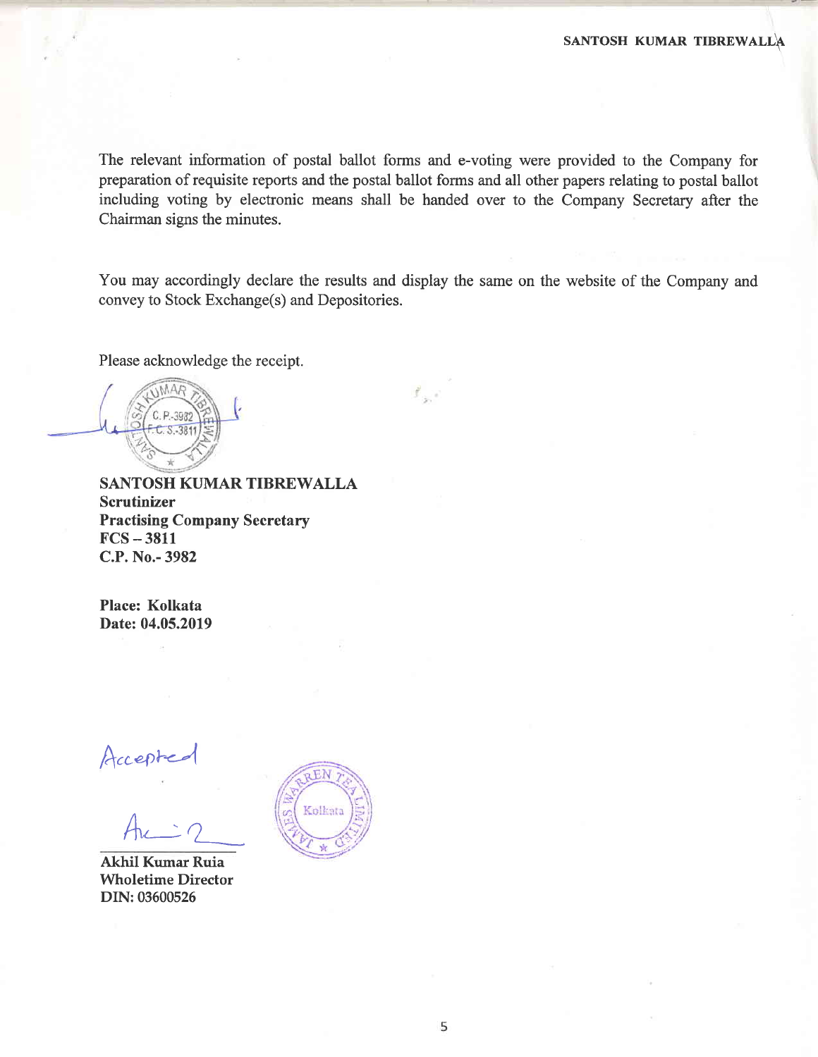The relevant information of postal ballot forms and e-voting were provided to the Company for preparation of requisite reports and the postal ballot forms and all other papers relating to postal ballot including voting by electronic means shall be handed over to the Company Secretary after the Chairman signs the minutes.

You may accordingly declare the results and display the same on the website of the Company and convey to Stock Exchange(s) and Depositories.

Please acknowledge the receipt.

**SANTOSH KUMAR TIBREWALLA**
**Scrutinizer**
**Practising Company Secretary**
**FCS – 3811**
**C.P. No.- 3982**

**Place: Kolkata**
**Date: 04.05.2019**

Accepted

**Akhil Kumar Ruia**
**Wholetime Director**
**DIN: 03600526**